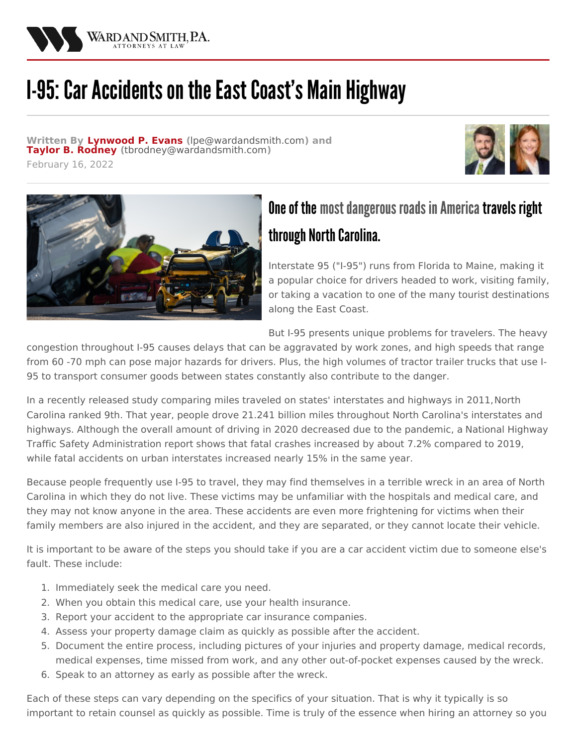# I-95: Car Accidents on the East Coast's Main Highway

**Written By Lynwood P. Evans** (lpe@wardandsmith.com) **and Taylor B. Rodney** (tbrodney@wardandsmith.com)

February 16, 2022

## One of the most dangerous roads in America travels right through North Carolina.

Interstate 95 ("I-95") runs from Florida to Maine, making it a popular choice for drivers headed to work, visiting family, or taking a vacation to one of the many tourist destinations along the East Coast.

But I-95 presents unique problems for travelers. The heavy congestion throughout I-95 causes delays that can be aggravated by work zones, and high speeds that range from 60 -70 mph can pose major hazards for drivers. Plus, the high volumes of tractor trailer trucks that use I-95 to transport consumer goods between states constantly also contribute to the danger.

In a recently released study comparing miles traveled on states' interstates and highways in 2011, North Carolina ranked 9th. That year, people drove 21.241 billion miles throughout North Carolina's interstates and highways. Although the overall amount of driving in 2020 decreased due to the pandemic, a National Highway Traffic Safety Administration report shows that fatal crashes increased by about 7.2% compared to 2019, while fatal accidents on urban interstates increased nearly 15% in the same year.

Because people frequently use I-95 to travel, they may find themselves in a terrible wreck in an area of North Carolina in which they do not live. These victims may be unfamiliar with the hospitals and medical care, and they may not know anyone in the area. These accidents are even more frightening for victims when their family members are also injured in the accident, and they are separated, or they cannot locate their vehicle.

It is important to be aware of the steps you should take if you are a car accident victim due to someone else's fault. These include:

1. Immediately seek the medical care you need.
2. When you obtain this medical care, use your health insurance.
3. Report your accident to the appropriate car insurance companies.
4. Assess your property damage claim as quickly as possible after the accident.
5. Document the entire process, including pictures of your injuries and property damage, medical records, medical expenses, time missed from work, and any other out-of-pocket expenses caused by the wreck.
6. Speak to an attorney as early as possible after the wreck.

Each of these steps can vary depending on the specifics of your situation. That is why it typically is so important to retain counsel as quickly as possible. Time is truly of the essence when hiring an attorney so you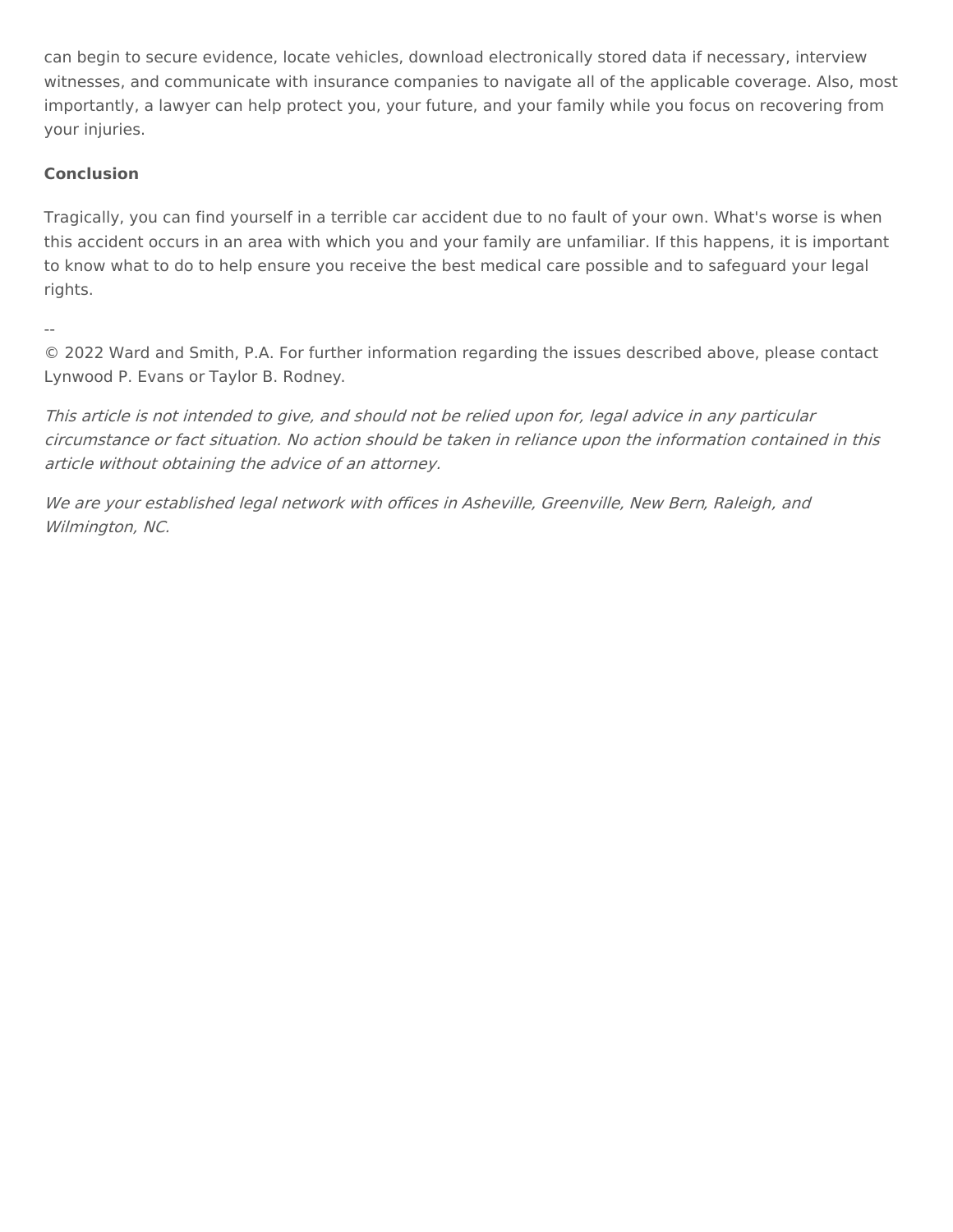can begin to secure evidence, locate vehicles, download electronically stored data if necessary, interview witnesses, and communicate with insurance companies to navigate all of the applicable coverage. Also, most importantly, a lawyer can help protect you, your future, and your family while you focus on recovering from your injuries.

**Conclusion**

Tragically, you can find yourself in a terrible car accident due to no fault of your own. What's worse is when this accident occurs in an area with which you and your family are unfamiliar. If this happens, it is important to know what to do to help ensure you receive the best medical care possible and to safeguard your legal rights.

--
© 2022 Ward and Smith, P.A. For further information regarding the issues described above, please contact Lynwood P. Evans or Taylor B. Rodney.

*This article is not intended to give, and should not be relied upon for, legal advice in any particular circumstance or fact situation. No action should be taken in reliance upon the information contained in this article without obtaining the advice of an attorney.*

*We are your established legal network with offices in Asheville, Greenville, New Bern, Raleigh, and Wilmington, NC.*